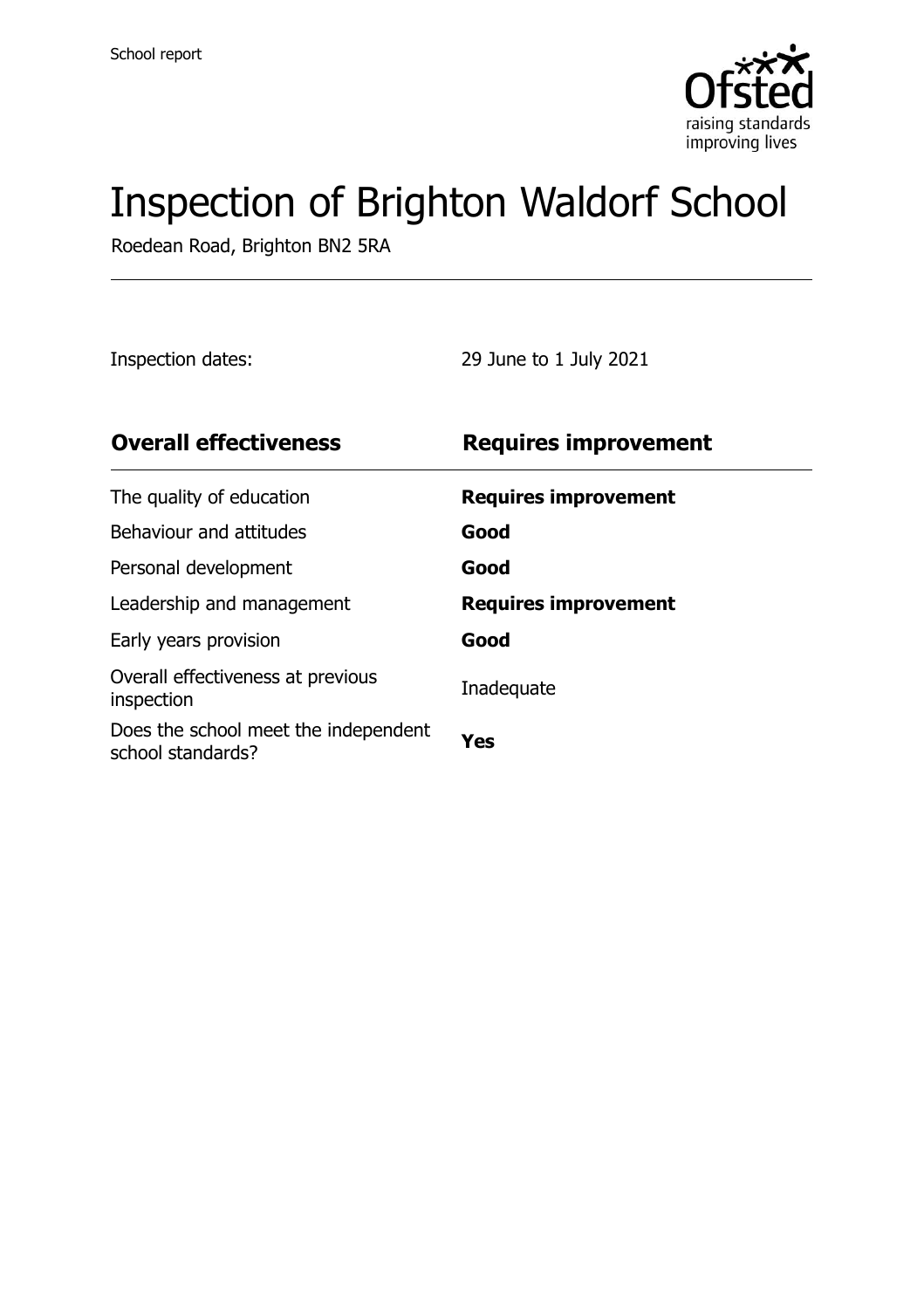School report

# Inspection of Brighton Waldorf School

Roedean Road, Brighton BN2 5RA

Inspection dates: 29 June to 1 July 2021

| **Overall effectiveness** | **Requires improvement** |
| --- | --- |
| The quality of education | **Requires improvement** |
| Behaviour and attitudes | **Good** |
| Personal development | **Good** |
| Leadership and management | **Requires improvement** |
| Early years provision | **Good** |
| Overall effectiveness at previous inspection | Inadequate |
| Does the school meet the independent school standards? | **Yes** |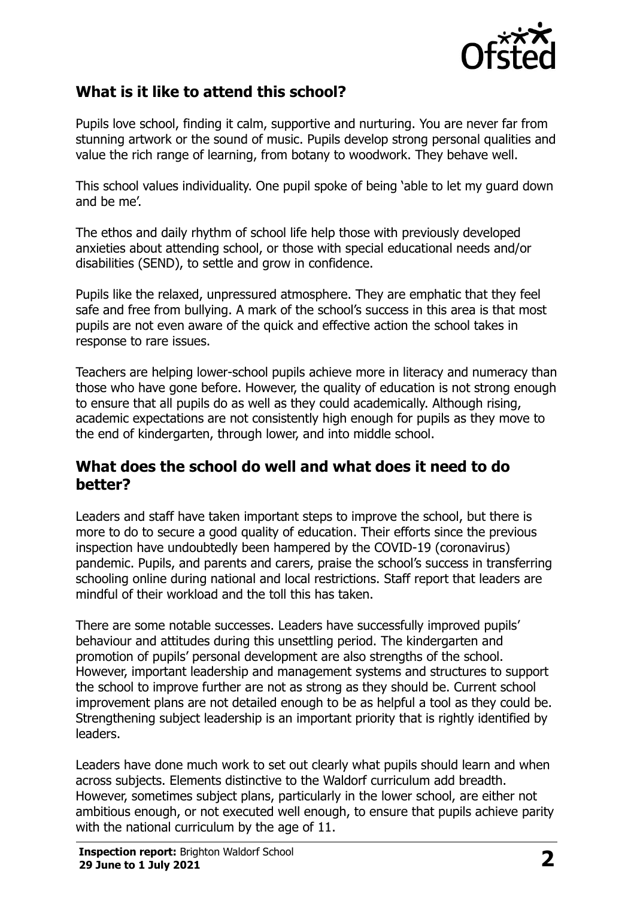## What is it like to attend this school?

Pupils love school, finding it calm, supportive and nurturing. You are never far from stunning artwork or the sound of music. Pupils develop strong personal qualities and value the rich range of learning, from botany to woodwork. They behave well.

This school values individuality. One pupil spoke of being 'able to let my guard down and be me'.

The ethos and daily rhythm of school life help those with previously developed anxieties about attending school, or those with special educational needs and/or disabilities (SEND), to settle and grow in confidence.

Pupils like the relaxed, unpressured atmosphere. They are emphatic that they feel safe and free from bullying. A mark of the school's success in this area is that most pupils are not even aware of the quick and effective action the school takes in response to rare issues.

Teachers are helping lower-school pupils achieve more in literacy and numeracy than those who have gone before. However, the quality of education is not strong enough to ensure that all pupils do as well as they could academically. Although rising, academic expectations are not consistently high enough for pupils as they move to the end of kindergarten, through lower, and into middle school.

## What does the school do well and what does it need to do better?

Leaders and staff have taken important steps to improve the school, but there is more to do to secure a good quality of education. Their efforts since the previous inspection have undoubtedly been hampered by the COVID-19 (coronavirus) pandemic. Pupils, and parents and carers, praise the school's success in transferring schooling online during national and local restrictions. Staff report that leaders are mindful of their workload and the toll this has taken.

There are some notable successes. Leaders have successfully improved pupils' behaviour and attitudes during this unsettling period. The kindergarten and promotion of pupils' personal development are also strengths of the school. However, important leadership and management systems and structures to support the school to improve further are not as strong as they should be. Current school improvement plans are not detailed enough to be as helpful a tool as they could be. Strengthening subject leadership is an important priority that is rightly identified by leaders.

Leaders have done much work to set out clearly what pupils should learn and when across subjects. Elements distinctive to the Waldorf curriculum add breadth. However, sometimes subject plans, particularly in the lower school, are either not ambitious enough, or not executed well enough, to ensure that pupils achieve parity with the national curriculum by the age of 11.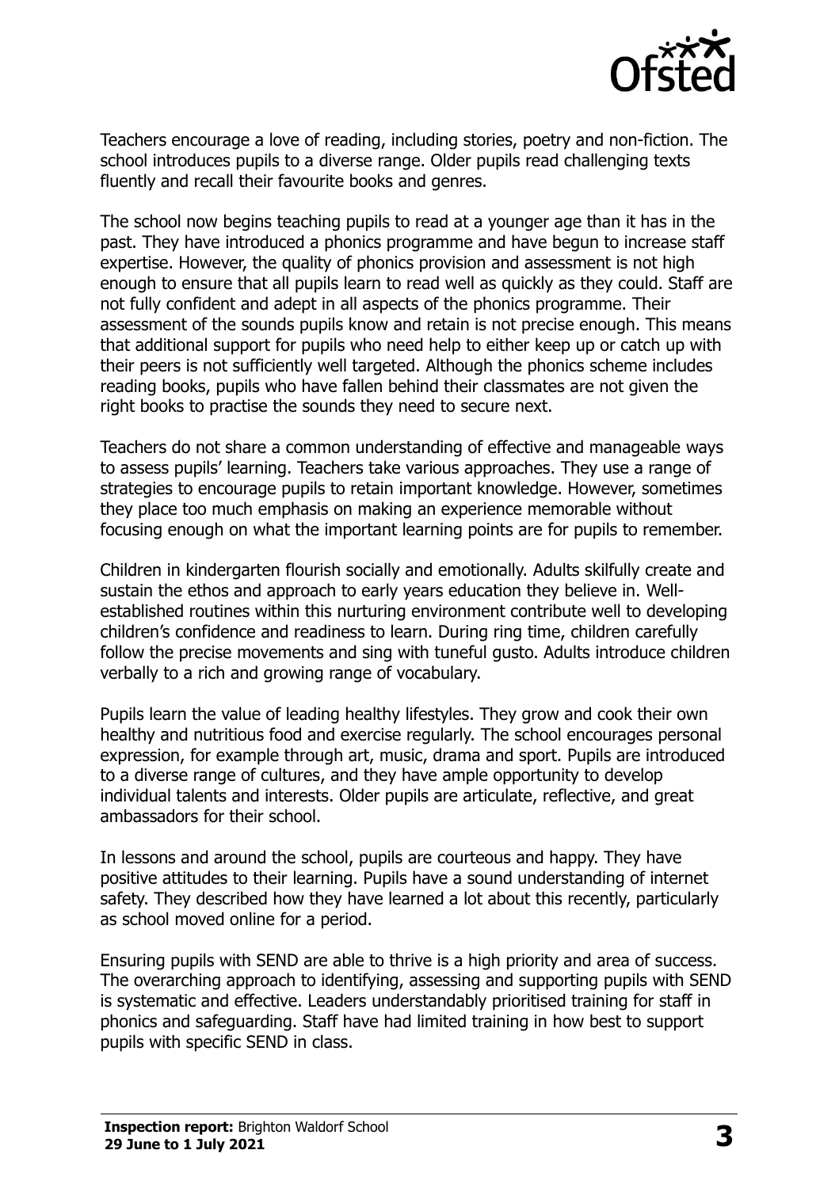Teachers encourage a love of reading, including stories, poetry and non-fiction. The school introduces pupils to a diverse range. Older pupils read challenging texts fluently and recall their favourite books and genres.

The school now begins teaching pupils to read at a younger age than it has in the past. They have introduced a phonics programme and have begun to increase staff expertise. However, the quality of phonics provision and assessment is not high enough to ensure that all pupils learn to read well as quickly as they could. Staff are not fully confident and adept in all aspects of the phonics programme. Their assessment of the sounds pupils know and retain is not precise enough. This means that additional support for pupils who need help to either keep up or catch up with their peers is not sufficiently well targeted. Although the phonics scheme includes reading books, pupils who have fallen behind their classmates are not given the right books to practise the sounds they need to secure next.

Teachers do not share a common understanding of effective and manageable ways to assess pupils' learning. Teachers take various approaches. They use a range of strategies to encourage pupils to retain important knowledge. However, sometimes they place too much emphasis on making an experience memorable without focusing enough on what the important learning points are for pupils to remember.

Children in kindergarten flourish socially and emotionally. Adults skilfully create and sustain the ethos and approach to early years education they believe in. Well-established routines within this nurturing environment contribute well to developing children's confidence and readiness to learn. During ring time, children carefully follow the precise movements and sing with tuneful gusto. Adults introduce children verbally to a rich and growing range of vocabulary.

Pupils learn the value of leading healthy lifestyles. They grow and cook their own healthy and nutritious food and exercise regularly. The school encourages personal expression, for example through art, music, drama and sport. Pupils are introduced to a diverse range of cultures, and they have ample opportunity to develop individual talents and interests. Older pupils are articulate, reflective, and great ambassadors for their school.

In lessons and around the school, pupils are courteous and happy. They have positive attitudes to their learning. Pupils have a sound understanding of internet safety. They described how they have learned a lot about this recently, particularly as school moved online for a period.

Ensuring pupils with SEND are able to thrive is a high priority and area of success. The overarching approach to identifying, assessing and supporting pupils with SEND is systematic and effective. Leaders understandably prioritised training for staff in phonics and safeguarding. Staff have had limited training in how best to support pupils with specific SEND in class.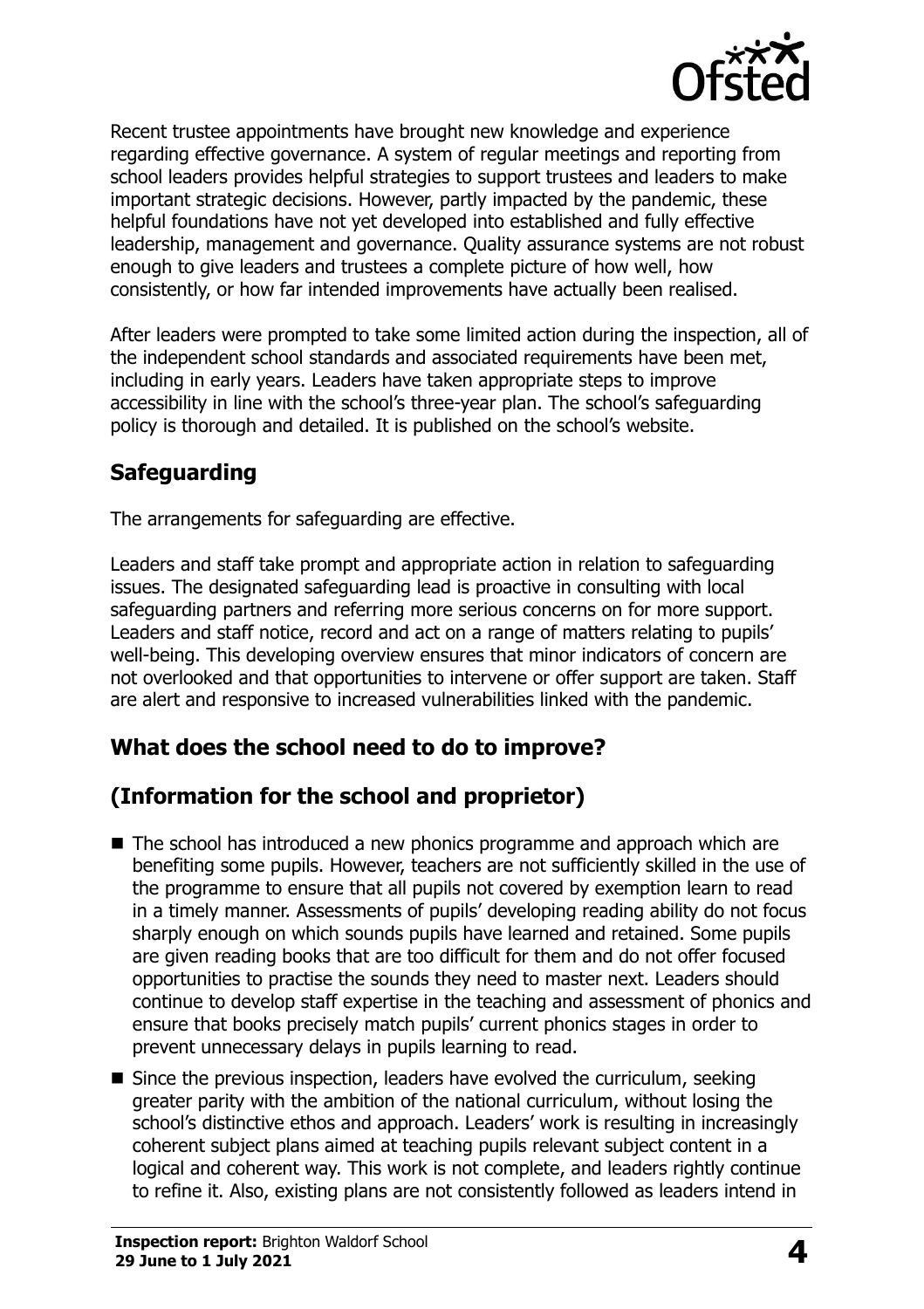Recent trustee appointments have brought new knowledge and experience regarding effective governance. A system of regular meetings and reporting from school leaders provides helpful strategies to support trustees and leaders to make important strategic decisions. However, partly impacted by the pandemic, these helpful foundations have not yet developed into established and fully effective leadership, management and governance. Quality assurance systems are not robust enough to give leaders and trustees a complete picture of how well, how consistently, or how far intended improvements have actually been realised.

After leaders were prompted to take some limited action during the inspection, all of the independent school standards and associated requirements have been met, including in early years. Leaders have taken appropriate steps to improve accessibility in line with the school's three-year plan. The school's safeguarding policy is thorough and detailed. It is published on the school's website.

## Safeguarding

The arrangements for safeguarding are effective.

Leaders and staff take prompt and appropriate action in relation to safeguarding issues. The designated safeguarding lead is proactive in consulting with local safeguarding partners and referring more serious concerns on for more support. Leaders and staff notice, record and act on a range of matters relating to pupils' well-being. This developing overview ensures that minor indicators of concern are not overlooked and that opportunities to intervene or offer support are taken. Staff are alert and responsive to increased vulnerabilities linked with the pandemic.

## What does the school need to do to improve?

## (Information for the school and proprietor)

- The school has introduced a new phonics programme and approach which are benefiting some pupils. However, teachers are not sufficiently skilled in the use of the programme to ensure that all pupils not covered by exemption learn to read in a timely manner. Assessments of pupils' developing reading ability do not focus sharply enough on which sounds pupils have learned and retained. Some pupils are given reading books that are too difficult for them and do not offer focused opportunities to practise the sounds they need to master next. Leaders should continue to develop staff expertise in the teaching and assessment of phonics and ensure that books precisely match pupils' current phonics stages in order to prevent unnecessary delays in pupils learning to read.
- Since the previous inspection, leaders have evolved the curriculum, seeking greater parity with the ambition of the national curriculum, without losing the school's distinctive ethos and approach. Leaders' work is resulting in increasingly coherent subject plans aimed at teaching pupils relevant subject content in a logical and coherent way. This work is not complete, and leaders rightly continue to refine it. Also, existing plans are not consistently followed as leaders intend in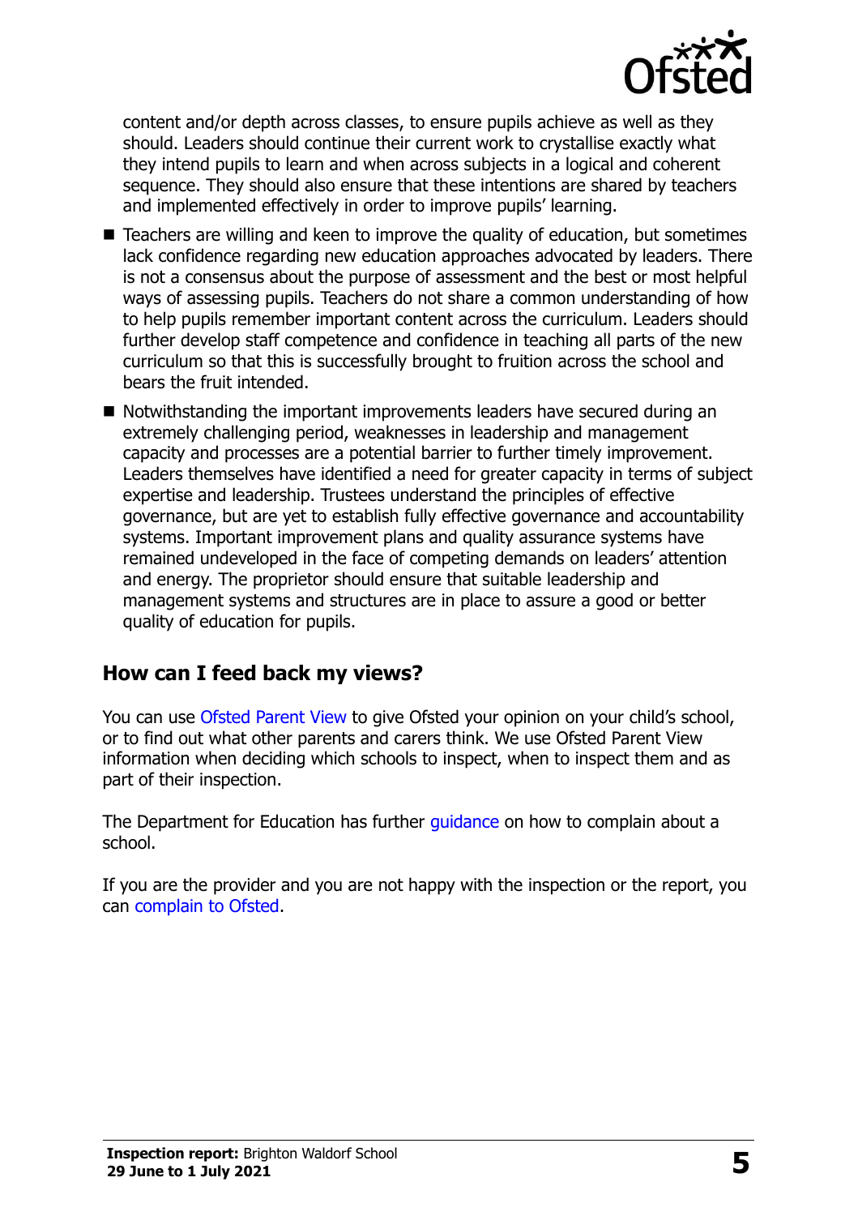content and/or depth across classes, to ensure pupils achieve as well as they should. Leaders should continue their current work to crystallise exactly what they intend pupils to learn and when across subjects in a logical and coherent sequence. They should also ensure that these intentions are shared by teachers and implemented effectively in order to improve pupils' learning.

- Teachers are willing and keen to improve the quality of education, but sometimes lack confidence regarding new education approaches advocated by leaders. There is not a consensus about the purpose of assessment and the best or most helpful ways of assessing pupils. Teachers do not share a common understanding of how to help pupils remember important content across the curriculum. Leaders should further develop staff competence and confidence in teaching all parts of the new curriculum so that this is successfully brought to fruition across the school and bears the fruit intended.
- Notwithstanding the important improvements leaders have secured during an extremely challenging period, weaknesses in leadership and management capacity and processes are a potential barrier to further timely improvement. Leaders themselves have identified a need for greater capacity in terms of subject expertise and leadership. Trustees understand the principles of effective governance, but are yet to establish fully effective governance and accountability systems. Important improvement plans and quality assurance systems have remained undeveloped in the face of competing demands on leaders' attention and energy. The proprietor should ensure that suitable leadership and management systems and structures are in place to assure a good or better quality of education for pupils.

## How can I feed back my views?

You can use Ofsted Parent View to give Ofsted your opinion on your child's school, or to find out what other parents and carers think. We use Ofsted Parent View information when deciding which schools to inspect, when to inspect them and as part of their inspection.

The Department for Education has further guidance on how to complain about a school.

If you are the provider and you are not happy with the inspection or the report, you can complain to Ofsted.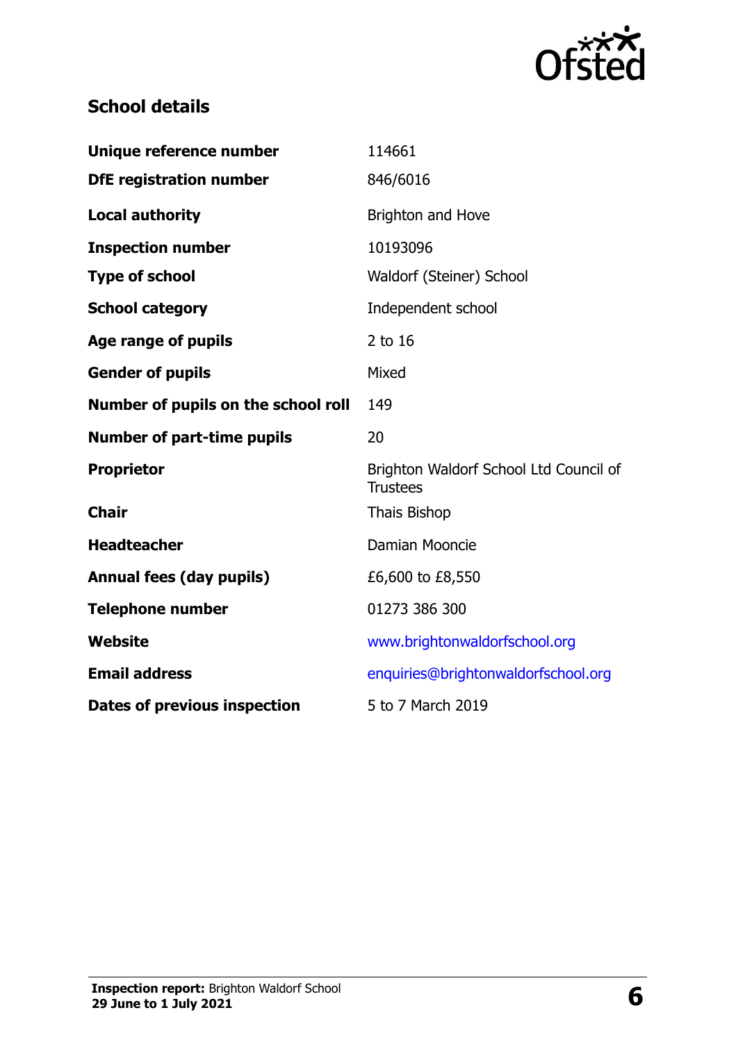## School details

| | |
|---|---|
| **Unique reference number** | 114661 |
| **DfE registration number** | 846/6016 |
| **Local authority** | Brighton and Hove |
| **Inspection number** | 10193096 |
| **Type of school** | Waldorf (Steiner) School |
| **School category** | Independent school |
| **Age range of pupils** | 2 to 16 |
| **Gender of pupils** | Mixed |
| **Number of pupils on the school roll** | 149 |
| **Number of part-time pupils** | 20 |
| **Proprietor** | Brighton Waldorf School Ltd Council of Trustees |
| **Chair** | Thais Bishop |
| **Headteacher** | Damian Mooncie |
| **Annual fees (day pupils)** | £6,600 to £8,550 |
| **Telephone number** | 01273 386 300 |
| **Website** | www.brightonwaldorfschool.org |
| **Email address** | enquiries@brightonwaldorfschool.org |
| **Dates of previous inspection** | 5 to 7 March 2019 |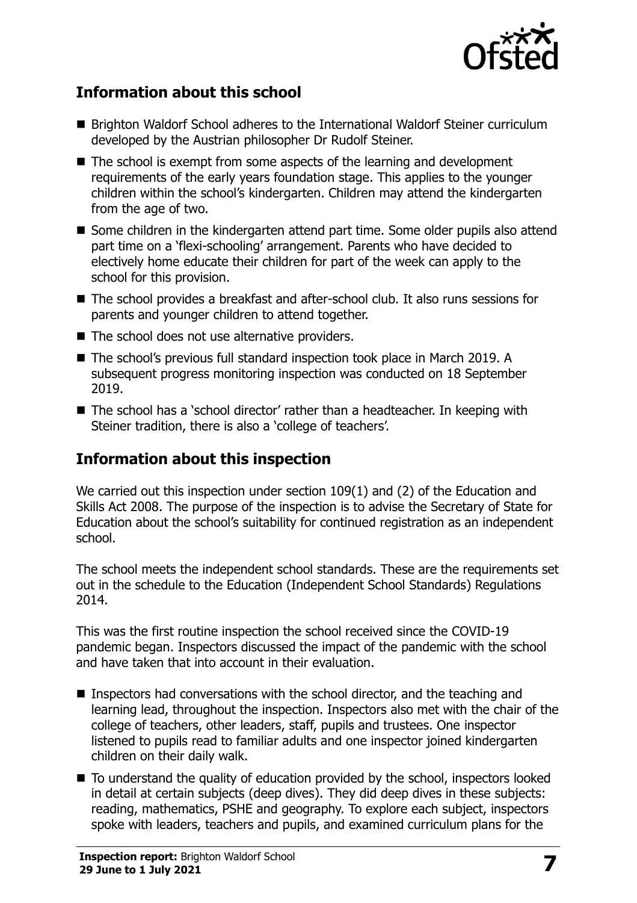## Information about this school

- Brighton Waldorf School adheres to the International Waldorf Steiner curriculum developed by the Austrian philosopher Dr Rudolf Steiner.
- The school is exempt from some aspects of the learning and development requirements of the early years foundation stage. This applies to the younger children within the school's kindergarten. Children may attend the kindergarten from the age of two.
- Some children in the kindergarten attend part time. Some older pupils also attend part time on a 'flexi-schooling' arrangement. Parents who have decided to electively home educate their children for part of the week can apply to the school for this provision.
- The school provides a breakfast and after-school club. It also runs sessions for parents and younger children to attend together.
- The school does not use alternative providers.
- The school's previous full standard inspection took place in March 2019. A subsequent progress monitoring inspection was conducted on 18 September 2019.
- The school has a 'school director' rather than a headteacher. In keeping with Steiner tradition, there is also a 'college of teachers'.

## Information about this inspection

We carried out this inspection under section 109(1) and (2) of the Education and Skills Act 2008. The purpose of the inspection is to advise the Secretary of State for Education about the school's suitability for continued registration as an independent school.

The school meets the independent school standards. These are the requirements set out in the schedule to the Education (Independent School Standards) Regulations 2014.

This was the first routine inspection the school received since the COVID-19 pandemic began. Inspectors discussed the impact of the pandemic with the school and have taken that into account in their evaluation.

- Inspectors had conversations with the school director, and the teaching and learning lead, throughout the inspection. Inspectors also met with the chair of the college of teachers, other leaders, staff, pupils and trustees. One inspector listened to pupils read to familiar adults and one inspector joined kindergarten children on their daily walk.
- To understand the quality of education provided by the school, inspectors looked in detail at certain subjects (deep dives). They did deep dives in these subjects: reading, mathematics, PSHE and geography. To explore each subject, inspectors spoke with leaders, teachers and pupils, and examined curriculum plans for the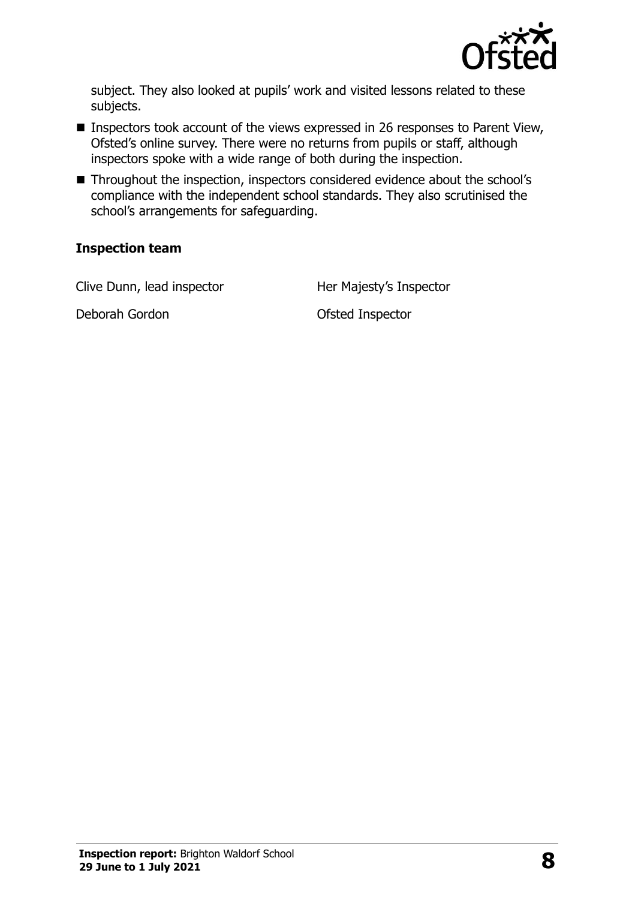subject. They also looked at pupils' work and visited lessons related to these subjects.

- Inspectors took account of the views expressed in 26 responses to Parent View, Ofsted's online survey. There were no returns from pupils or staff, although inspectors spoke with a wide range of both during the inspection.
- Throughout the inspection, inspectors considered evidence about the school's compliance with the independent school standards. They also scrutinised the school's arrangements for safeguarding.

### Inspection team

| | |
|---|---|
| Clive Dunn, lead inspector | Her Majesty's Inspector |
| Deborah Gordon | Ofsted Inspector |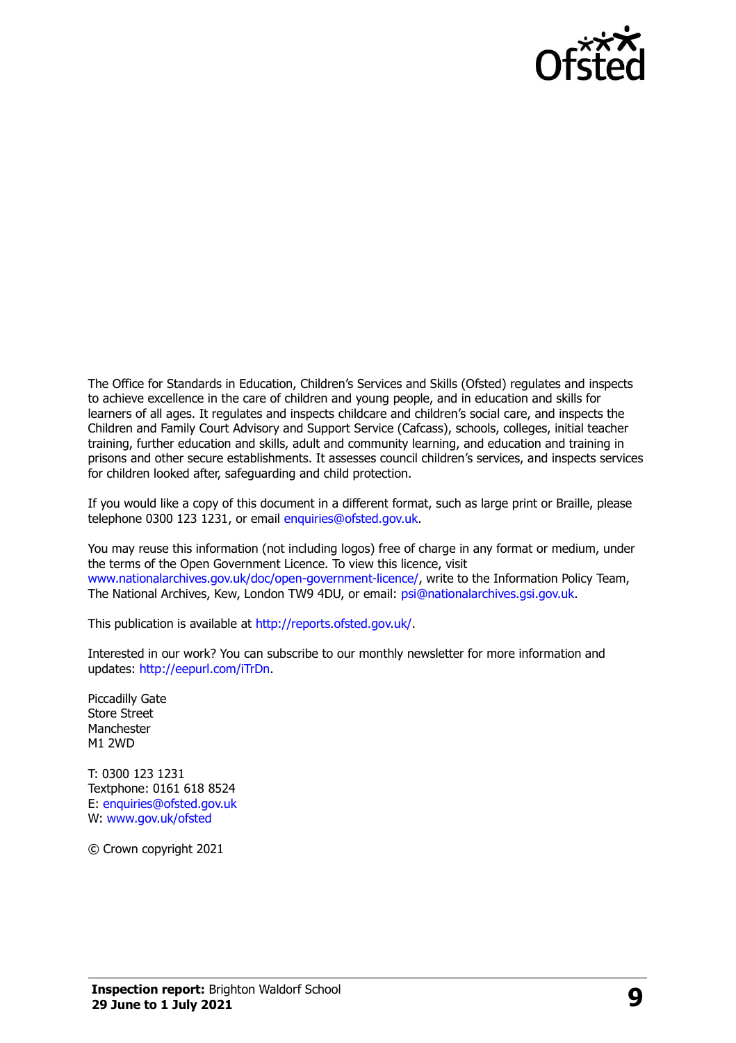The Office for Standards in Education, Children's Services and Skills (Ofsted) regulates and inspects to achieve excellence in the care of children and young people, and in education and skills for learners of all ages. It regulates and inspects childcare and children's social care, and inspects the Children and Family Court Advisory and Support Service (Cafcass), schools, colleges, initial teacher training, further education and skills, adult and community learning, and education and training in prisons and other secure establishments. It assesses council children's services, and inspects services for children looked after, safeguarding and child protection.

If you would like a copy of this document in a different format, such as large print or Braille, please telephone 0300 123 1231, or email enquiries@ofsted.gov.uk.

You may reuse this information (not including logos) free of charge in any format or medium, under the terms of the Open Government Licence. To view this licence, visit www.nationalarchives.gov.uk/doc/open-government-licence/, write to the Information Policy Team, The National Archives, Kew, London TW9 4DU, or email: psi@nationalarchives.gsi.gov.uk.

This publication is available at http://reports.ofsted.gov.uk/.

Interested in our work? You can subscribe to our monthly newsletter for more information and updates: http://eepurl.com/iTrDn.

Piccadilly Gate
Store Street
Manchester
M1 2WD

T: 0300 123 1231
Textphone: 0161 618 8524
E: enquiries@ofsted.gov.uk
W: www.gov.uk/ofsted

© Crown copyright 2021